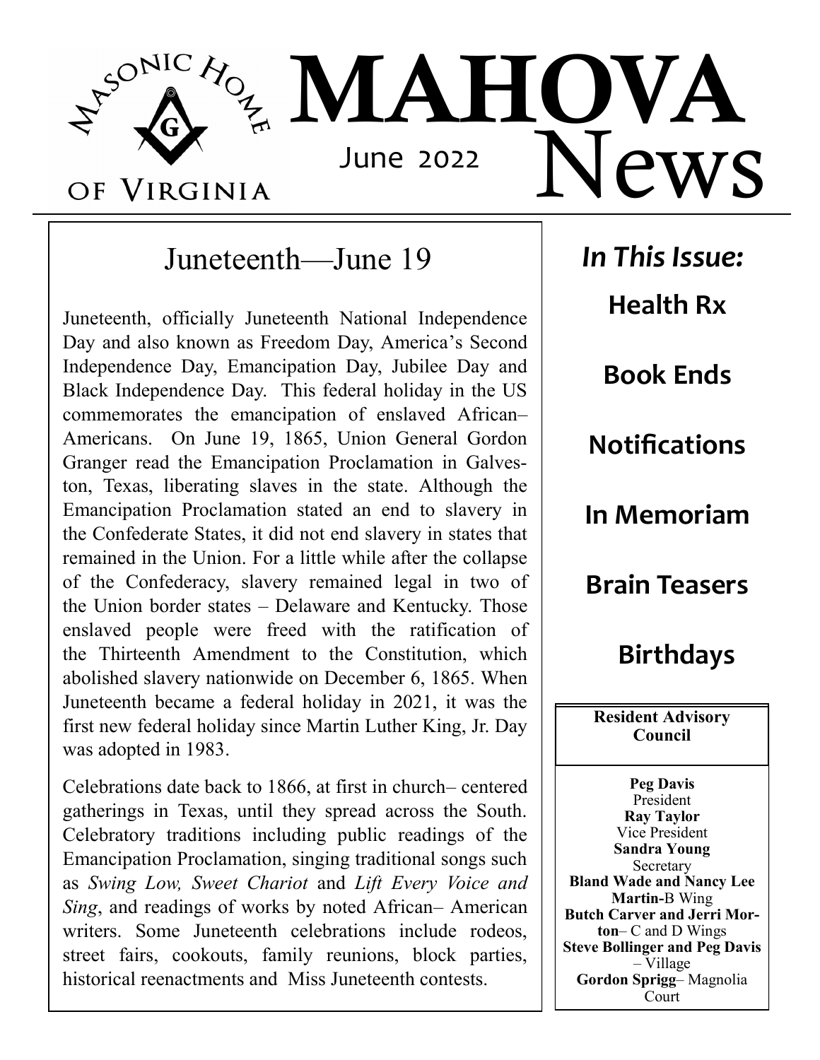# MAHOVA News

Masonic Home of Virginia

June 2022

## Juneteenth—June 19

Juneteenth, officially Juneteenth National Independence Day and also known as Freedom Day, America's Second Independence Day, Emancipation Day, Jubilee Day and Black Independence Day. This federal holiday in the US commemorates the emancipation of enslaved African– Americans. On June 19, 1865, Union General Gordon Granger read the Emancipation Proclamation in Galveston, Texas, liberating slaves in the state. Although the Emancipation Proclamation stated an end to slavery in the Confederate States, it did not end slavery in states that remained in the Union. For a little while after the collapse of the Confederacy, slavery remained legal in two of the Union border states – Delaware and Kentucky. Those enslaved people were freed with the ratification of the Thirteenth Amendment to the Constitution, which abolished slavery nationwide on December 6, 1865. When Juneteenth became a federal holiday in 2021, it was the first new federal holiday since Martin Luther King, Jr. Day was adopted in 1983.

Celebrations date back to 1866, at first in church– centered gatherings in Texas, until they spread across the South. Celebratory traditions including public readings of the Emancipation Proclamation, singing traditional songs such as *Swing Low, Sweet Chariot* and *Lift Every Voice and Sing*, and readings of works by noted African– American writers. Some Juneteenth celebrations include rodeos, street fairs, cookouts, family reunions, block parties, historical reenactments and Miss Juneteenth contests.

## *In This Issue:*

**Health Rx**

**Book Ends**

**Notifications**

**In Memoriam**

**Brain Teasers**

**Birthdays**

### Resident Advisory Council

**Peg Davis**
President

**Ray Taylor**
Vice President

**Sandra Young**
Secretary

**Bland Wade and Nancy Lee Martin-**B Wing

**Butch Carver and Jerri Morton**– C and D Wings

**Steve Bollinger and Peg Davis** – Village

**Gordon Sprigg**– Magnolia Court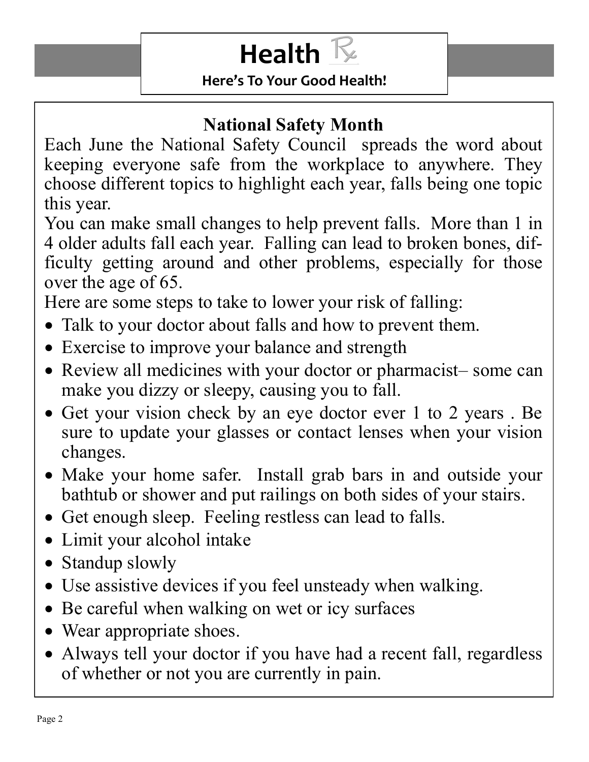# Health ℞

**Here's To Your Good Health!**

## National Safety Month

Each June the National Safety Council spreads the word about keeping everyone safe from the workplace to anywhere. They choose different topics to highlight each year, falls being one topic this year.

You can make small changes to help prevent falls. More than 1 in 4 older adults fall each year. Falling can lead to broken bones, difficulty getting around and other problems, especially for those over the age of 65.

Here are some steps to take to lower your risk of falling:

- Talk to your doctor about falls and how to prevent them.
- Exercise to improve your balance and strength
- Review all medicines with your doctor or pharmacist– some can make you dizzy or sleepy, causing you to fall.
- Get your vision check by an eye doctor ever 1 to 2 years . Be sure to update your glasses or contact lenses when your vision changes.
- Make your home safer. Install grab bars in and outside your bathtub or shower and put railings on both sides of your stairs.
- Get enough sleep. Feeling restless can lead to falls.
- Limit your alcohol intake
- Standup slowly
- Use assistive devices if you feel unsteady when walking.
- Be careful when walking on wet or icy surfaces
- Wear appropriate shoes.
- Always tell your doctor if you have had a recent fall, regardless of whether or not you are currently in pain.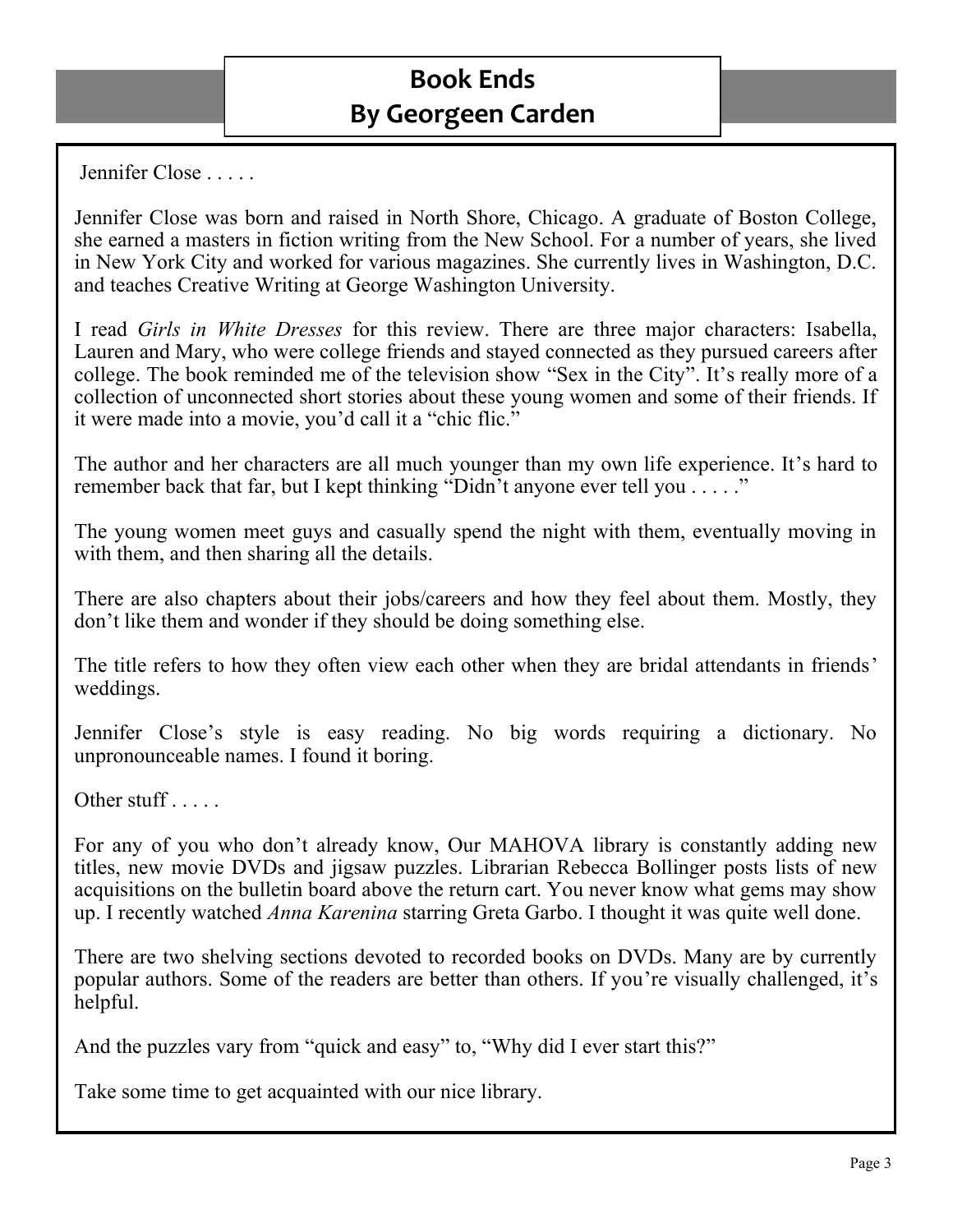# Book Ends
## By Georgeen Carden

Jennifer Close . . . . .

Jennifer Close was born and raised in North Shore, Chicago. A graduate of Boston College, she earned a masters in fiction writing from the New School. For a number of years, she lived in New York City and worked for various magazines. She currently lives in Washington, D.C. and teaches Creative Writing at George Washington University.

I read *Girls in White Dresses* for this review. There are three major characters: Isabella, Lauren and Mary, who were college friends and stayed connected as they pursued careers after college. The book reminded me of the television show "Sex in the City". It's really more of a collection of unconnected short stories about these young women and some of their friends. If it were made into a movie, you'd call it a "chic flic."

The author and her characters are all much younger than my own life experience. It's hard to remember back that far, but I kept thinking "Didn't anyone ever tell you . . . . ."

The young women meet guys and casually spend the night with them, eventually moving in with them, and then sharing all the details.

There are also chapters about their jobs/careers and how they feel about them. Mostly, they don't like them and wonder if they should be doing something else.

The title refers to how they often view each other when they are bridal attendants in friends' weddings.

Jennifer Close's style is easy reading. No big words requiring a dictionary. No unpronounceable names. I found it boring.

Other stuff . . . . .

For any of you who don't already know, Our MAHOVA library is constantly adding new titles, new movie DVDs and jigsaw puzzles. Librarian Rebecca Bollinger posts lists of new acquisitions on the bulletin board above the return cart. You never know what gems may show up. I recently watched *Anna Karenina* starring Greta Garbo. I thought it was quite well done.

There are two shelving sections devoted to recorded books on DVDs. Many are by currently popular authors. Some of the readers are better than others. If you're visually challenged, it's helpful.

And the puzzles vary from "quick and easy" to, "Why did I ever start this?"

Take some time to get acquainted with our nice library.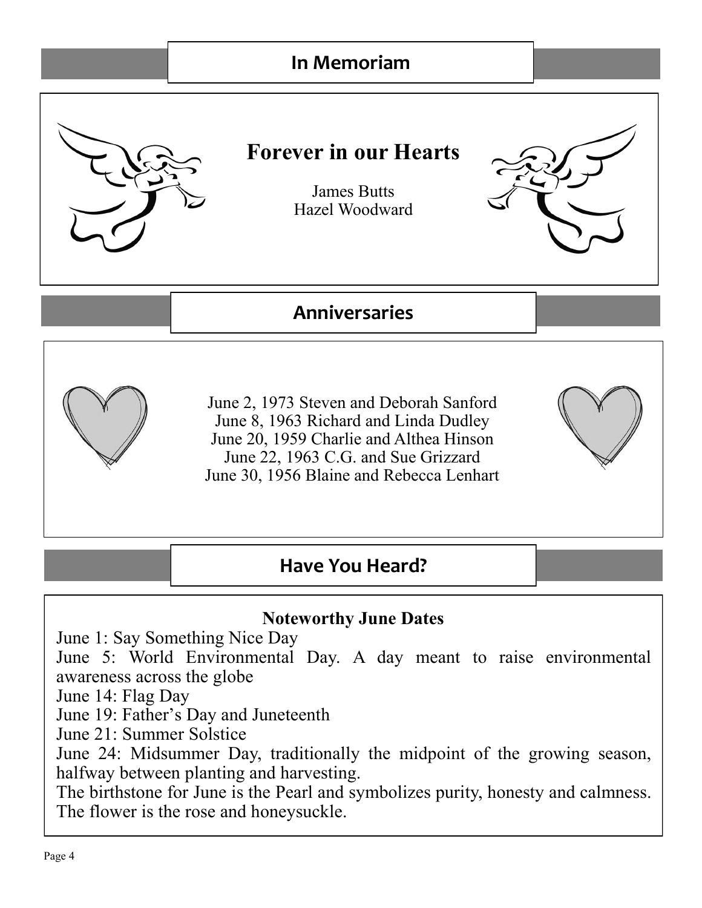## In Memoriam

### Forever in our Hearts

James Butts
Hazel Woodward

## Anniversaries

June 2, 1973 Steven and Deborah Sanford
June 8, 1963 Richard and Linda Dudley
June 20, 1959 Charlie and Althea Hinson
June 22, 1963 C.G. and Sue Grizzard
June 30, 1956 Blaine and Rebecca Lenhart

## Have You Heard?

### Noteworthy June Dates

June 1: Say Something Nice Day
June 5: World Environmental Day. A day meant to raise environmental awareness across the globe
June 14: Flag Day
June 19: Father's Day and Juneteenth
June 21: Summer Solstice
June 24: Midsummer Day, traditionally the midpoint of the growing season, halfway between planting and harvesting.
The birthstone for June is the Pearl and symbolizes purity, honesty and calmness. The flower is the rose and honeysuckle.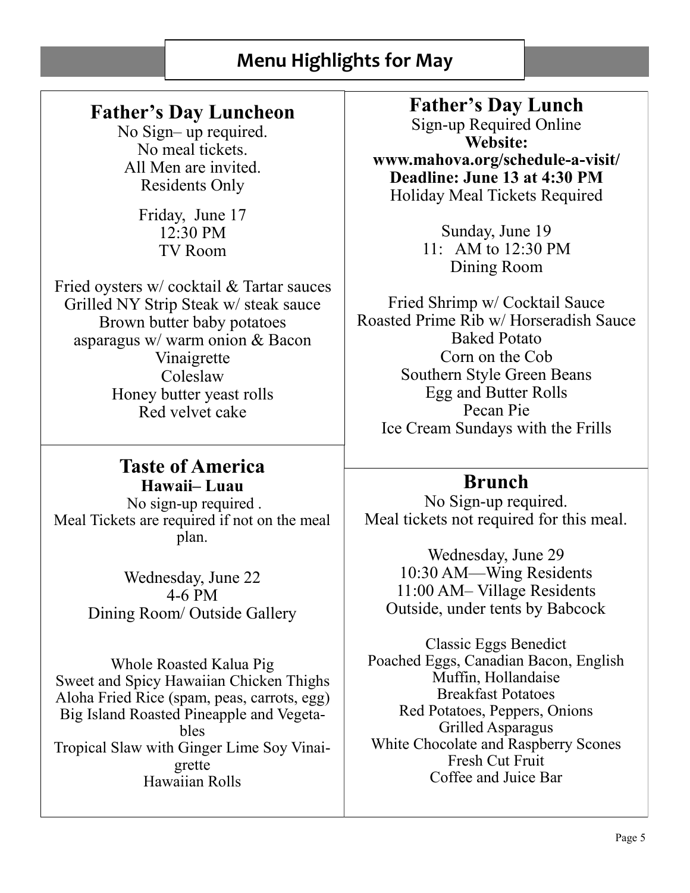# Menu Highlights for May

## Father's Day Luncheon

No Sign– up required.
No meal tickets.
All Men are invited.
Residents Only

Friday, June 17
12:30 PM
TV Room

Fried oysters w/ cocktail & Tartar sauces
Grilled NY Strip Steak w/ steak sauce
Brown butter baby potatoes
asparagus w/ warm onion & Bacon Vinaigrette
Coleslaw
Honey butter yeast rolls
Red velvet cake

## Father's Day Lunch

Sign-up Required Online
**Website: www.mahova.org/schedule-a-visit/**
**Deadline: June 13 at 4:30 PM**
Holiday Meal Tickets Required

Sunday, June 19
11: AM to 12:30 PM
Dining Room

Fried Shrimp w/ Cocktail Sauce
Roasted Prime Rib w/ Horseradish Sauce
Baked Potato
Corn on the Cob
Southern Style Green Beans
Egg and Butter Rolls
Pecan Pie
Ice Cream Sundays with the Frills

## Taste of America

**Hawaii– Luau**

No sign-up required .
Meal Tickets are required if not on the meal plan.

Wednesday, June 22
4-6 PM
Dining Room/ Outside Gallery

Whole Roasted Kalua Pig
Sweet and Spicy Hawaiian Chicken Thighs
Aloha Fried Rice (spam, peas, carrots, egg)
Big Island Roasted Pineapple and Vegetables
Tropical Slaw with Ginger Lime Soy Vinaigrette
Hawaiian Rolls

## Brunch

No Sign-up required.
Meal tickets not required for this meal.

Wednesday, June 29
10:30 AM—Wing Residents
11:00 AM– Village Residents
Outside, under tents by Babcock

Classic Eggs Benedict
Poached Eggs, Canadian Bacon, English Muffin, Hollandaise
Breakfast Potatoes
Red Potatoes, Peppers, Onions
Grilled Asparagus
White Chocolate and Raspberry Scones
Fresh Cut Fruit
Coffee and Juice Bar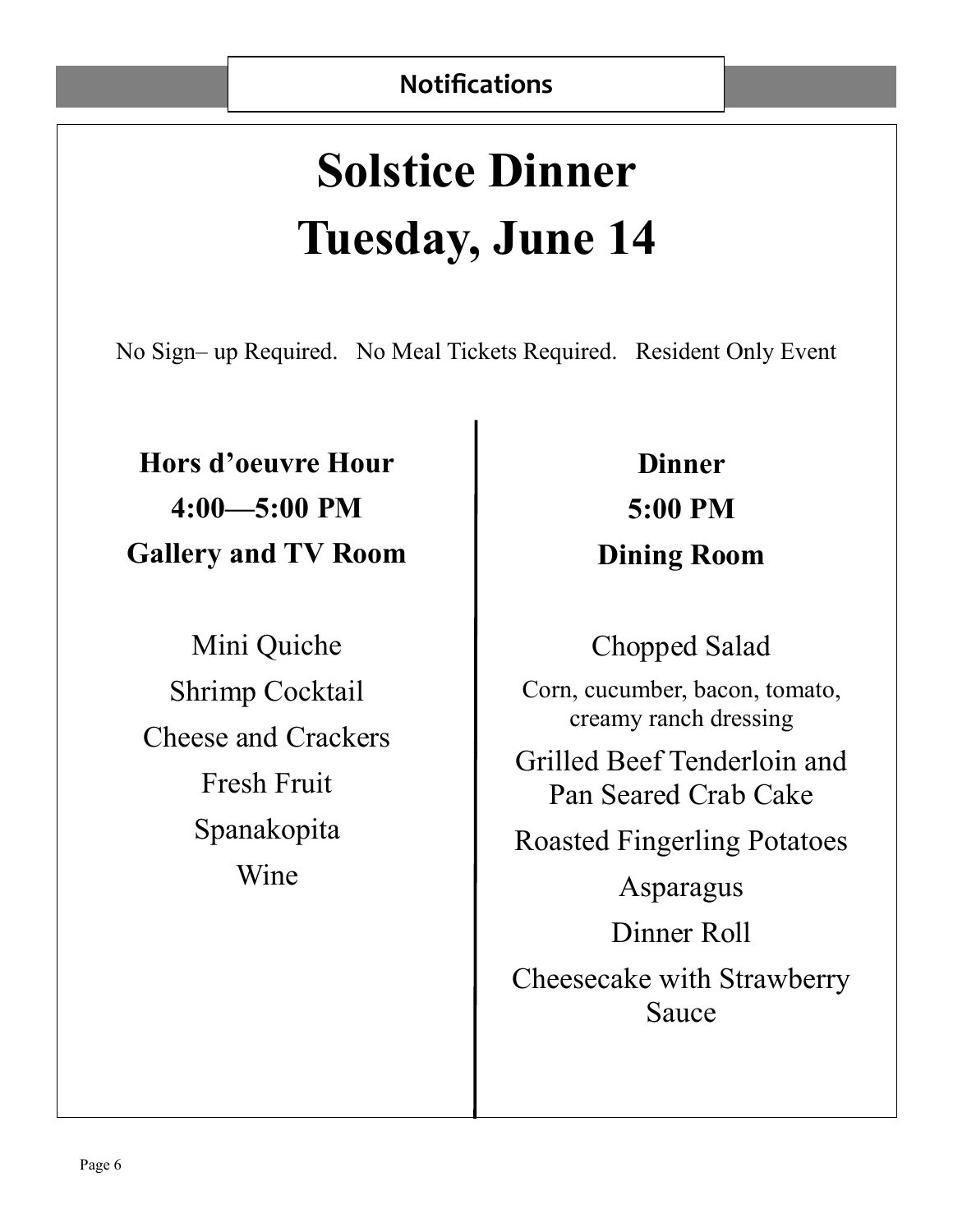## Notifications

# Solstice Dinner
# Tuesday, June 14

No Sign– up Required. No Meal Tickets Required. Resident Only Event

**Hors d'oeuvre Hour**
**4:00—5:00 PM**
**Gallery and TV Room**

Mini Quiche
Shrimp Cocktail
Cheese and Crackers
Fresh Fruit
Spanakopita
Wine

**Dinner**
**5:00 PM**
**Dining Room**

Chopped Salad
Corn, cucumber, bacon, tomato, creamy ranch dressing
Grilled Beef Tenderloin and Pan Seared Crab Cake
Roasted Fingerling Potatoes
Asparagus
Dinner Roll
Cheesecake with Strawberry Sauce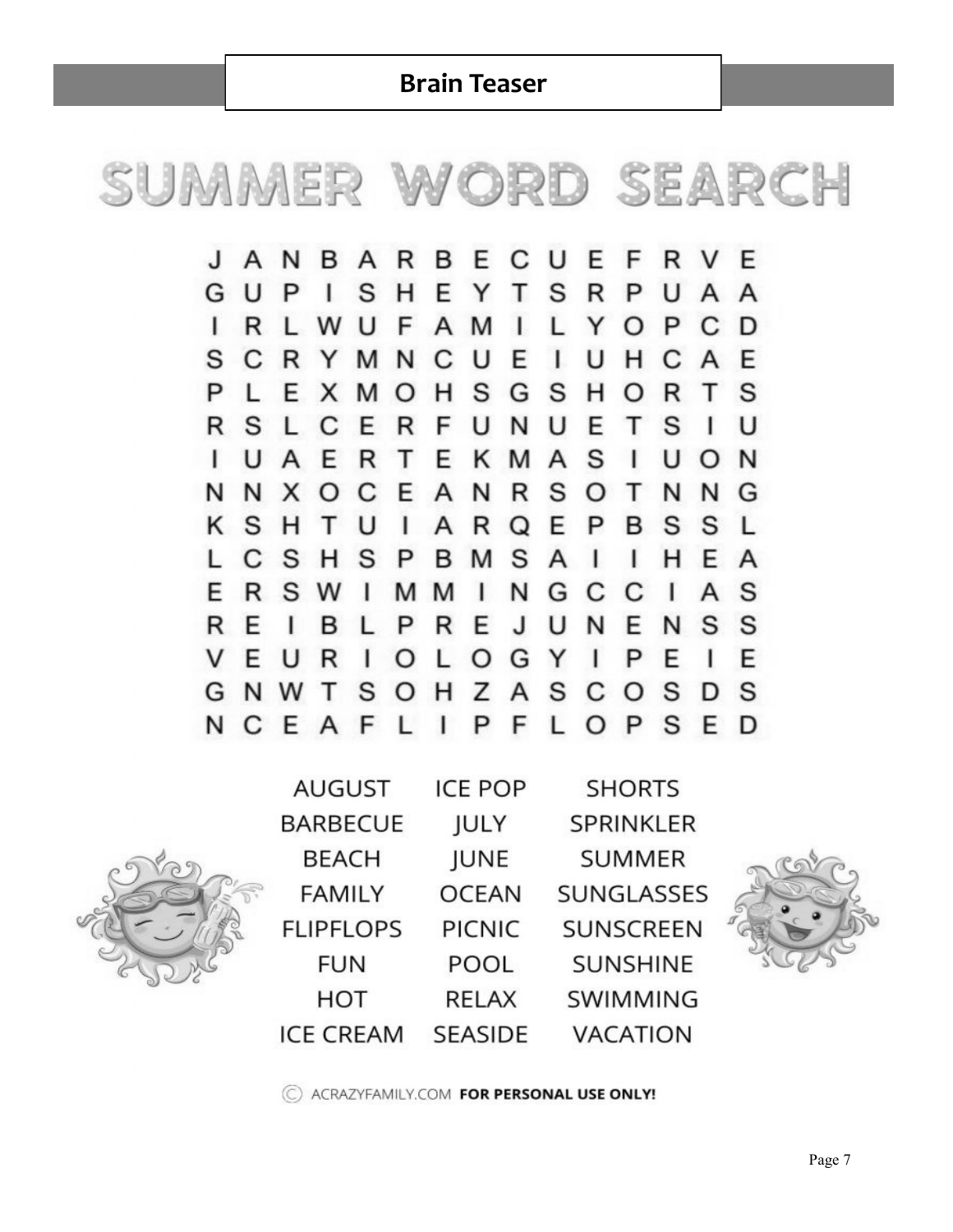# Brain Teaser

## SUMMER WORD SEARCH

```
J A N B A R B E C U E F R V E
G U P I S H E Y T S R P U A A
I R L W U F A M I L Y O P C D
S C R Y M N C U E I U H C A E
P L E X M O H S G S H O R T S
R S L C E R F U N U E T S I U
I U A E R T E K M A S I U O N
N N X O C E A N R S O T N N G
K S H T U I A R Q E P B S S L
L C S H S P B M S A I I H E A
E R S W I M M I N G C C I A S
R E I B L P R E J U N E N S S
V E U R I O L O G Y I P E I E
G N W T S O H Z A S C O S D S
N C E A F L I P F L O P S E D
```

| | | |
|---|---|---|
| AUGUST | ICE POP | SHORTS |
| BARBECUE | JULY | SPRINKLER |
| BEACH | JUNE | SUMMER |
| FAMILY | OCEAN | SUNGLASSES |
| FLIPFLOPS | PICNIC | SUNSCREEN |
| FUN | POOL | SUNSHINE |
| HOT | RELAX | SWIMMING |
| ICE CREAM | SEASIDE | VACATION |

© ACRAZYFAMILY.COM **FOR PERSONAL USE ONLY!**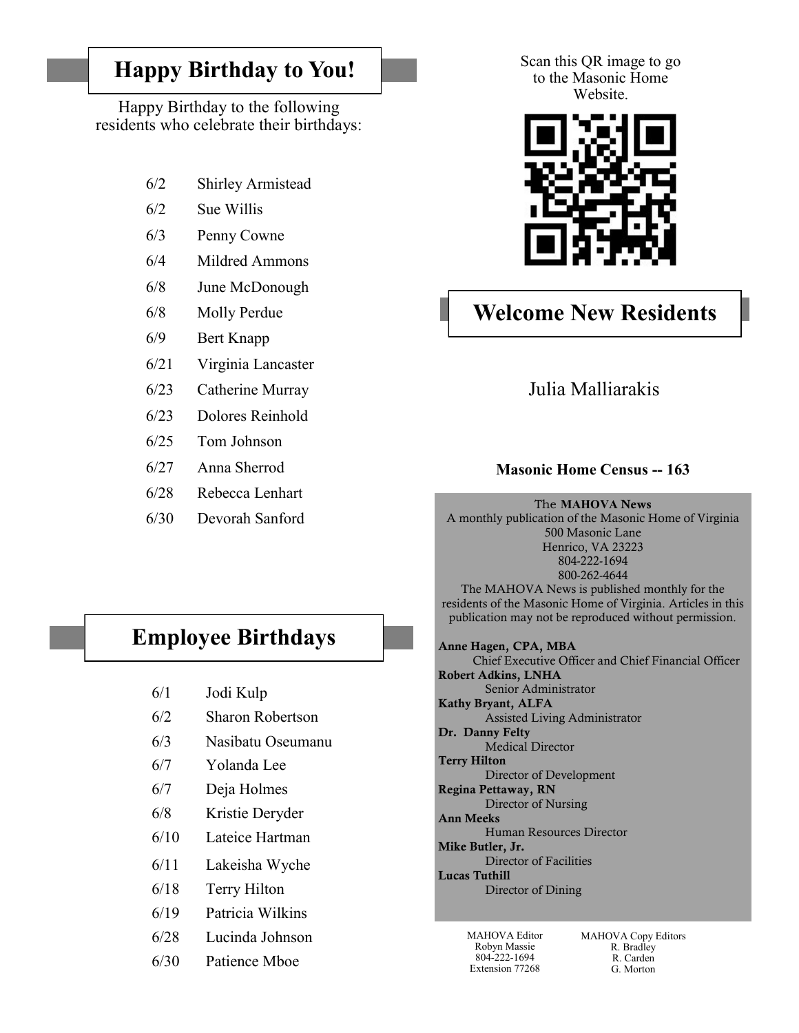## Happy Birthday to You!

Happy Birthday to the following residents who celebrate their birthdays:

| | |
|---|---|
| 6/2 | Shirley Armistead |
| 6/2 | Sue Willis |
| 6/3 | Penny Cowne |
| 6/4 | Mildred Ammons |
| 6/8 | June McDonough |
| 6/8 | Molly Perdue |
| 6/9 | Bert Knapp |
| 6/21 | Virginia Lancaster |
| 6/23 | Catherine Murray |
| 6/23 | Dolores Reinhold |
| 6/25 | Tom Johnson |
| 6/27 | Anna Sherrod |
| 6/28 | Rebecca Lenhart |
| 6/30 | Devorah Sanford |

## Employee Birthdays

| | |
|---|---|
| 6/1 | Jodi Kulp |
| 6/2 | Sharon Robertson |
| 6/3 | Nasibatu Oseumanu |
| 6/7 | Yolanda Lee |
| 6/7 | Deja Holmes |
| 6/8 | Kristie Deryder |
| 6/10 | Lateice Hartman |
| 6/11 | Lakeisha Wyche |
| 6/18 | Terry Hilton |
| 6/19 | Patricia Wilkins |
| 6/28 | Lucinda Johnson |
| 6/30 | Patience Mboe |

Scan this QR image to go to the Masonic Home Website.

## Welcome New Residents

Julia Malliarakis

**Masonic Home Census -- 163**

The **MAHOVA News**
A monthly publication of the Masonic Home of Virginia
500 Masonic Lane
Henrico, VA 23223
804-222-1694
800-262-4644

The MAHOVA News is published monthly for the residents of the Masonic Home of Virginia. Articles in this publication may not be reproduced without permission.

**Anne Hagen, CPA, MBA**
Chief Executive Officer and Chief Financial Officer
**Robert Adkins, LNHA**
Senior Administrator
**Kathy Bryant, ALFA**
Assisted Living Administrator
**Dr. Danny Felty**
Medical Director
**Terry Hilton**
Director of Development
**Regina Pettaway, RN**
Director of Nursing
**Ann Meeks**
Human Resources Director
**Mike Butler, Jr.**
Director of Facilities
**Lucas Tuthill**
Director of Dining

MAHOVA Editor
Robyn Massie
804-222-1694
Extension 77268

MAHOVA Copy Editors
R. Bradley
R. Carden
G. Morton